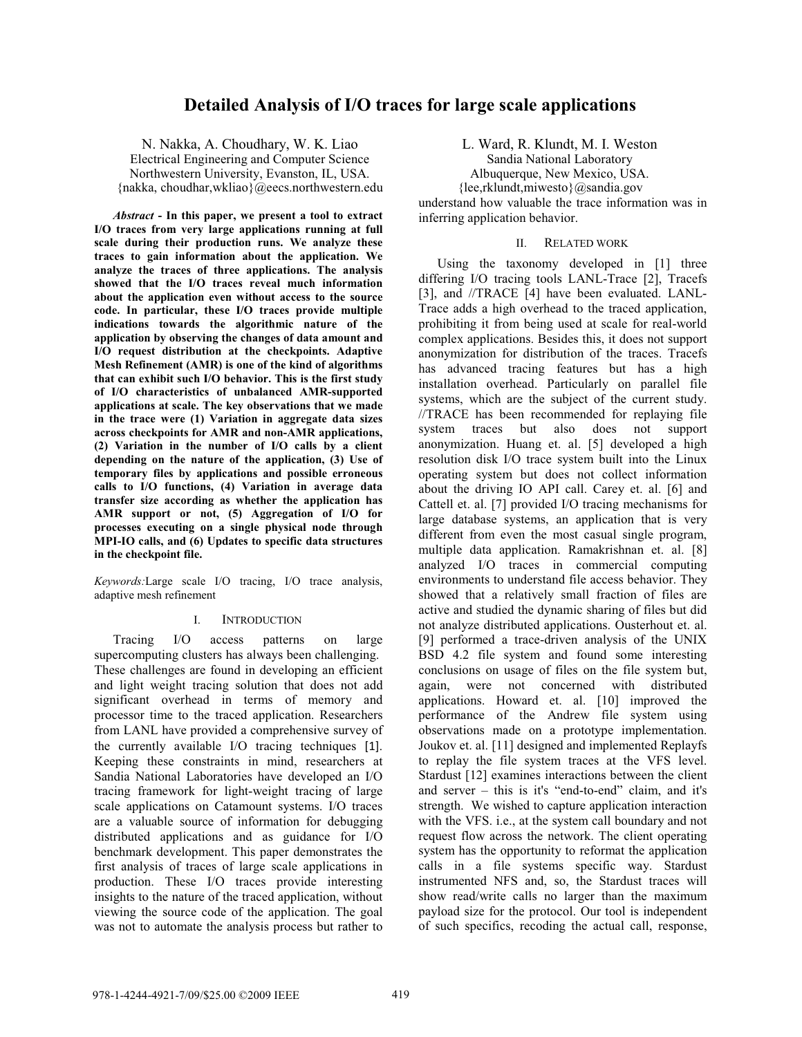# Detailed Analysis of I/O traces for large scale applications

N. Nakka, A. Choudhary, W. K. Liao
Electrical Engineering and Computer Science
Northwestern University, Evanston, IL, USA.
{nakka, choudhar,wkliao}@eecs.northwestern.edu

L. Ward, R. Klundt, M. I. Weston
Sandia National Laboratory
Albuquerque, New Mexico, USA.
{lee,rklundt,miwesto}@sandia.gov

***Abstract* - In this paper, we present a tool to extract I/O traces from very large applications running at full scale during their production runs. We analyze these traces to gain information about the application. We analyze the traces of three applications. The analysis showed that the I/O traces reveal much information about the application even without access to the source code. In particular, these I/O traces provide multiple indications towards the algorithmic nature of the application by observing the changes of data amount and I/O request distribution at the checkpoints. Adaptive Mesh Refinement (AMR) is one of the kind of algorithms that can exhibit such I/O behavior. This is the first study of I/O characteristics of unbalanced AMR-supported applications at scale. The key observations that we made in the trace were (1) Variation in aggregate data sizes across checkpoints for AMR and non-AMR applications, (2) Variation in the number of I/O calls by a client depending on the nature of the application, (3) Use of temporary files by applications and possible erroneous calls to I/O functions, (4) Variation in average data transfer size according as whether the application has AMR support or not, (5) Aggregation of I/O for processes executing on a single physical node through MPI-IO calls, and (6) Updates to specific data structures in the checkpoint file.**

*Keywords:*Large scale I/O tracing, I/O trace analysis, adaptive mesh refinement

## I. Introduction

Tracing I/O access patterns on large supercomputing clusters has always been challenging. These challenges are found in developing an efficient and light weight tracing solution that does not add significant overhead in terms of memory and processor time to the traced application. Researchers from LANL have provided a comprehensive survey of the currently available I/O tracing techniques [1]. Keeping these constraints in mind, researchers at Sandia National Laboratories have developed an I/O tracing framework for light-weight tracing of large scale applications on Catamount systems. I/O traces are a valuable source of information for debugging distributed applications and as guidance for I/O benchmark development. This paper demonstrates the first analysis of traces of large scale applications in production. These I/O traces provide interesting insights to the nature of the traced application, without viewing the source code of the application. The goal was not to automate the analysis process but rather to understand how valuable the trace information was in inferring application behavior.

## II. Related work

Using the taxonomy developed in [1] three differing I/O tracing tools LANL-Trace [2], Tracefs [3], and //TRACE [4] have been evaluated. LANL-Trace adds a high overhead to the traced application, prohibiting it from being used at scale for real-world complex applications. Besides this, it does not support anonymization for distribution of the traces. Tracefs has advanced tracing features but has a high installation overhead. Particularly on parallel file systems, which are the subject of the current study. //TRACE has been recommended for replaying file system traces but also does not support anonymization. Huang et. al. [5] developed a high resolution disk I/O trace system built into the Linux operating system but does not collect information about the driving IO API call. Carey et. al. [6] and Cattell et. al. [7] provided I/O tracing mechanisms for large database systems, an application that is very different from even the most casual single program, multiple data application. Ramakrishnan et. al. [8] analyzed I/O traces in commercial computing environments to understand file access behavior. They showed that a relatively small fraction of files are active and studied the dynamic sharing of files but did not analyze distributed applications. Ousterhout et. al. [9] performed a trace-driven analysis of the UNIX BSD 4.2 file system and found some interesting conclusions on usage of files on the file system but, again, were not concerned with distributed applications. Howard et. al. [10] improved the performance of the Andrew file system using observations made on a prototype implementation. Joukov et. al. [11] designed and implemented Replayfs to replay the file system traces at the VFS level. Stardust [12] examines interactions between the client and server – this is it's "end-to-end" claim, and it's strength. We wished to capture application interaction with the VFS. i.e., at the system call boundary and not request flow across the network. The client operating system has the opportunity to reformat the application calls in a file systems specific way. Stardust instrumented NFS and, so, the Stardust traces will show read/write calls no larger than the maximum payload size for the protocol. Our tool is independent of such specifics, recoding the actual call, response,

978-1-4244-4921-7/09/$25.00 ©2009 IEEE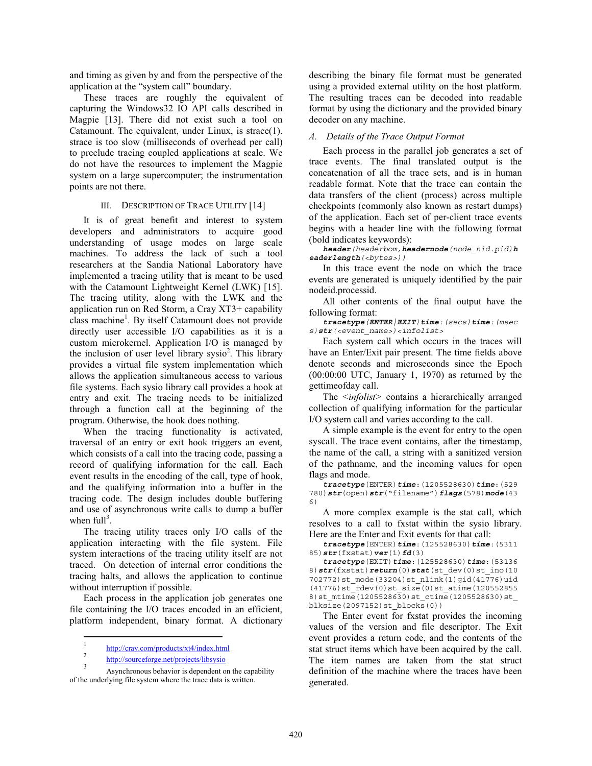and timing as given by and from the perspective of the application at the "system call" boundary.

These traces are roughly the equivalent of capturing the Windows32 IO API calls described in Magpie [13]. There did not exist such a tool on Catamount. The equivalent, under Linux, is strace(1). strace is too slow (milliseconds of overhead per call) to preclude tracing coupled applications at scale. We do not have the resources to implement the Magpie system on a large supercomputer; the instrumentation points are not there.

## III. Description of Trace Utility [14]

It is of great benefit and interest to system developers and administrators to acquire good understanding of usage modes on large scale machines. To address the lack of such a tool researchers at the Sandia National Laboratory have implemented a tracing utility that is meant to be used with the Catamount Lightweight Kernel (LWK) [15]. The tracing utility, along with the LWK and the application run on Red Storm, a Cray XT3+ capability class machine[1]. By itself Catamount does not provide directly user accessible I/O capabilities as it is a custom microkernel. Application I/O is managed by the inclusion of user level library sysio[2]. This library provides a virtual file system implementation which allows the application simultaneous access to various file systems. Each sysio library call provides a hook at entry and exit. The tracing needs to be initialized through a function call at the beginning of the program. Otherwise, the hook does nothing.

When the tracing functionality is activated, traversal of an entry or exit hook triggers an event, which consists of a call into the tracing code, passing a record of qualifying information for the call. Each event results in the encoding of the call, type of hook, and the qualifying information into a buffer in the tracing code. The design includes double buffering and use of asynchronous write calls to dump a buffer when full[3].

The tracing utility traces only I/O calls of the application interacting with the file system. File system interactions of the tracing utility itself are not traced. On detection of internal error conditions the tracing halts, and allows the application to continue without interruption if possible.

Each process in the application job generates one file containing the I/O traces encoded in an efficient, platform independent, binary format. A dictionary describing the binary file format must be generated using a provided external utility on the host platform. The resulting traces can be decoded into readable format by using the dictionary and the provided binary decoder on any machine.

### A. Details of the Trace Output Format

Each process in the parallel job generates a set of trace events. The final translated output is the concatenation of all the trace sets, and is in human readable format. Note that the trace can contain the data transfers of the client (process) across multiple checkpoints (commonly also known as restart dumps) of the application. Each set of per-client trace events begins with a header line with the following format (bold indicates keywords):

***header****(headerbom,***headernode***(node_nid.pid)***headerlength***(<bytes>))*

In this trace event the node on which the trace events are generated is uniquely identified by the pair nodeid.processid.

All other contents of the final output have the following format:

***tracetype*****(*ENTER*|*EXIT*)*****time****:(secs)***time***:(msecs)***str***(<event_name>)<infolist>*

Each system call which occurs in the traces will have an Enter/Exit pair present. The time fields above denote seconds and microseconds since the Epoch (00:00:00 UTC, January 1, 1970) as returned by the gettimeofday call.

The *<infolist>* contains a hierarchically arranged collection of qualifying information for the particular I/O system call and varies according to the call.

A simple example is the event for entry to the open syscall. The trace event contains, after the timestamp, the name of the call, a string with a sanitized version of the pathname, and the incoming values for open flags and mode.

***tracetype***(ENTER)***time***:(1205528630)***time***:(529780)***str***(open)***str***("filename")***flags***(578)***mode***(436)

A more complex example is the stat call, which resolves to a call to fxstat within the sysio library. Here are the Enter and Exit events for that call:

***tracetype***(ENTER)***time***:(125528630)***time***:(531185)***str***(fxstat)***ver***(1)***fd***(3)

***tracetype***(EXIT)***time***:(125528630)***time***:(531368)***str***(fxstat)***return***(0)***stat***(st_dev(0)st_ino(10702772)st_mode(33204)st_nlink(1)gid(41776)uid(41776)st_rdev(0)st_size(0)st_atime(1205528558)st_mtime(1205528630)st_ctime(1205528630)st_blksize(2097152)st_blocks(0))

The Enter event for fxstat provides the incoming values of the version and file descriptor. The Exit event provides a return code, and the contents of the stat struct items which have been acquired by the call. The item names are taken from the stat struct definition of the machine where the traces have been generated.

---

[1] http://cray.com/products/xt4/index.html

[2] http://sourceforge.net/projects/libsysio

[3] Asynchronous behavior is dependent on the capability of the underlying file system where the trace data is written.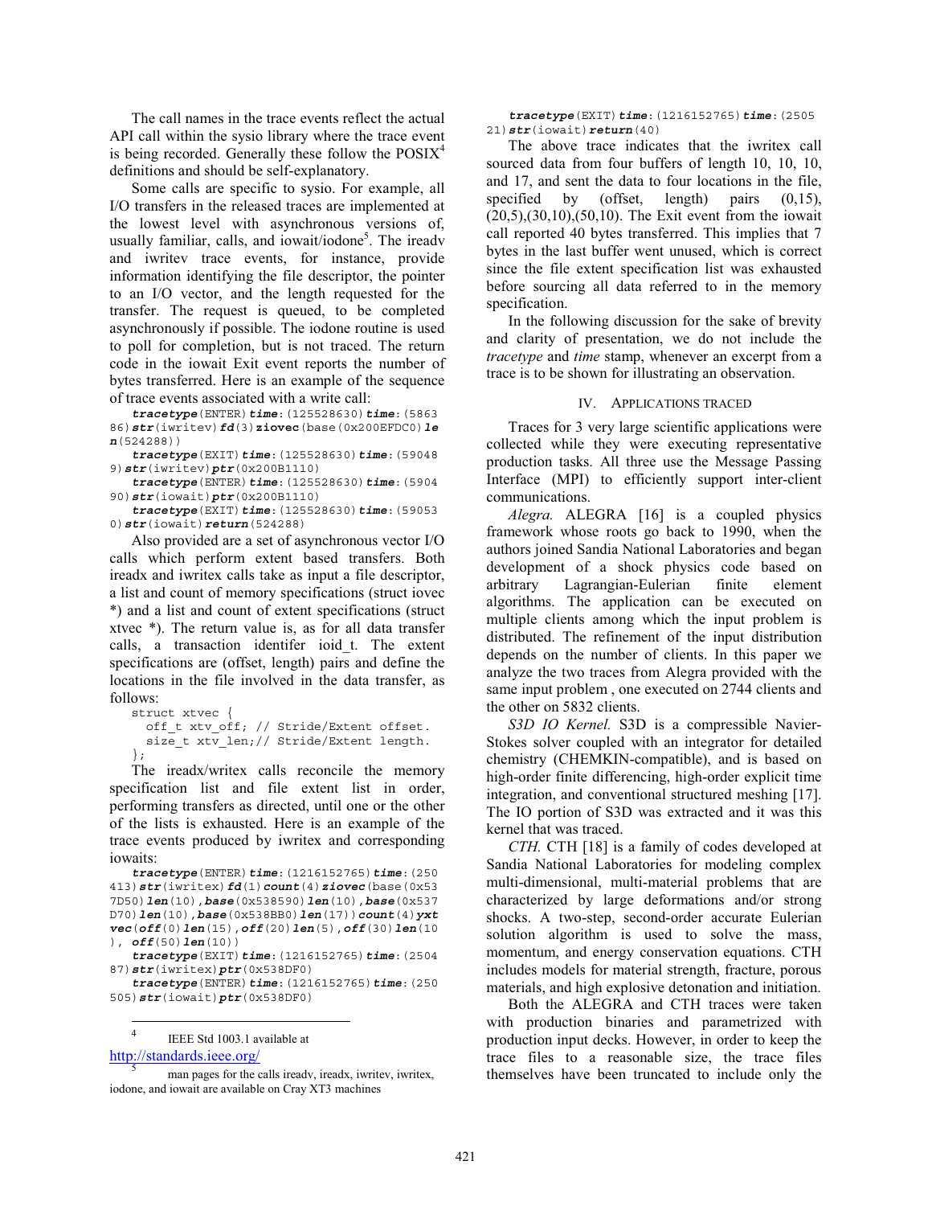The call names in the trace events reflect the actual API call within the sysio library where the trace event is being recorded. Generally these follow the POSIX[4] definitions and should be self-explanatory.

Some calls are specific to sysio. For example, all I/O transfers in the released traces are implemented at the lowest level with asynchronous versions of, usually familiar, calls, and iowait/iodone[5]. The ireadv and iwritev trace events, for instance, provide information identifying the file descriptor, the pointer to an I/O vector, and the length requested for the transfer. The request is queued, to be completed asynchronously if possible. The iodone routine is used to poll for completion, but is not traced. The return code in the iowait Exit event reports the number of bytes transferred. Here is an example of the sequence of trace events associated with a write call:

***tracetype***(ENTER)***time***:(125528630)***time***:(586386)***str***(iwritev)***fd***(3)***ziovec***(base(0x200EFDC0)***len***(524288))

***tracetype***(EXIT)***time***:(125528630)***time***:(590489)***str***(iwritev)***ptr***(0x200B1110)

***tracetype***(ENTER)***time***:(125528630)***time***:(590490)***str***(iowait)***ptr***(0x200B1110)

***tracetype***(EXIT)***time***:(125528630)***time***:(590530)***str***(iowait)***return***(524288)

Also provided are a set of asynchronous vector I/O calls which perform extent based transfers. Both ireadx and iwritex calls take as input a file descriptor, a list and count of memory specifications (struct iovec *) and a list and count of extent specifications (struct xtvec *). The return value is, as for all data transfer calls, a transaction identifer ioid_t. The extent specifications are (offset, length) pairs and define the locations in the file involved in the data transfer, as follows:

```
struct xtvec {
  off_t xtv_off; // Stride/Extent offset.
  size_t xtv_len;// Stride/Extent length.
};
```

The ireadx/writex calls reconcile the memory specification list and file extent list in order, performing transfers as directed, until one or the other of the lists is exhausted. Here is an example of the trace events produced by iwritex and corresponding iowaits:

***tracetype***(ENTER)***time***:(1216152765)***time***:(250413)***str***(iwritex)***fd***(1)***count***(4)***ziovec***(base(0x537D50)***len***(10),***base***(0x538590)***len***(10),***base***(0x537D70)***len***(10),***base***(0x538BB0)***len***(17))***count***(4)***yxtvec***(***off***(0)***len***(15),***off***(20)***len***(5),***off***(30)***len***(10), ***off***(50)***len***(10))

***tracetype***(EXIT)***time***:(1216152765)***time***:(250487)***str***(iwritex)***ptr***(0x538DF0)

***tracetype***(ENTER)***time***:(1216152765)***time***:(250505)***str***(iowait)***ptr***(0x538DF0)

***tracetype***(EXIT)***time***:(1216152765)***time***:(250521)***str***(iowait)***return***(40)

The above trace indicates that the iwritex call sourced data from four buffers of length 10, 10, 10, and 17, and sent the data to four locations in the file, specified by (offset, length) pairs (0,15), (20,5),(30,10),(50,10). The Exit event from the iowait call reported 40 bytes transferred. This implies that 7 bytes in the last buffer went unused, which is correct since the file extent specification list was exhausted before sourcing all data referred to in the memory specification.

In the following discussion for the sake of brevity and clarity of presentation, we do not include the *tracetype* and *time* stamp, whenever an excerpt from a trace is to be shown for illustrating an observation.

## IV. Applications traced

Traces for 3 very large scientific applications were collected while they were executing representative production tasks. All three use the Message Passing Interface (MPI) to efficiently support inter-client communications.

*Alegra.* ALEGRA [16] is a coupled physics framework whose roots go back to 1990, when the authors joined Sandia National Laboratories and began development of a shock physics code based on arbitrary Lagrangian-Eulerian finite element algorithms. The application can be executed on multiple clients among which the input problem is distributed. The refinement of the input distribution depends on the number of clients. In this paper we analyze the two traces from Alegra provided with the same input problem , one executed on 2744 clients and the other on 5832 clients.

*S3D IO Kernel.* S3D is a compressible Navier-Stokes solver coupled with an integrator for detailed chemistry (CHEMKIN-compatible), and is based on high-order finite differencing, high-order explicit time integration, and conventional structured meshing [17]. The IO portion of S3D was extracted and it was this kernel that was traced.

*CTH.* CTH [18] is a family of codes developed at Sandia National Laboratories for modeling complex multi-dimensional, multi-material problems that are characterized by large deformations and/or strong shocks. A two-step, second-order accurate Eulerian solution algorithm is used to solve the mass, momentum, and energy conservation equations. CTH includes models for material strength, fracture, porous materials, and high explosive detonation and initiation.

Both the ALEGRA and CTH traces were taken with production binaries and parametrized with production input decks. However, in order to keep the trace files to a reasonable size, the trace files themselves have been truncated to include only the

---

[4] IEEE Std 1003.1 available at http://standards.ieee.org/

[5] man pages for the calls ireadv, ireadx, iwritev, iwritex, iodone, and iowait are available on Cray XT3 machines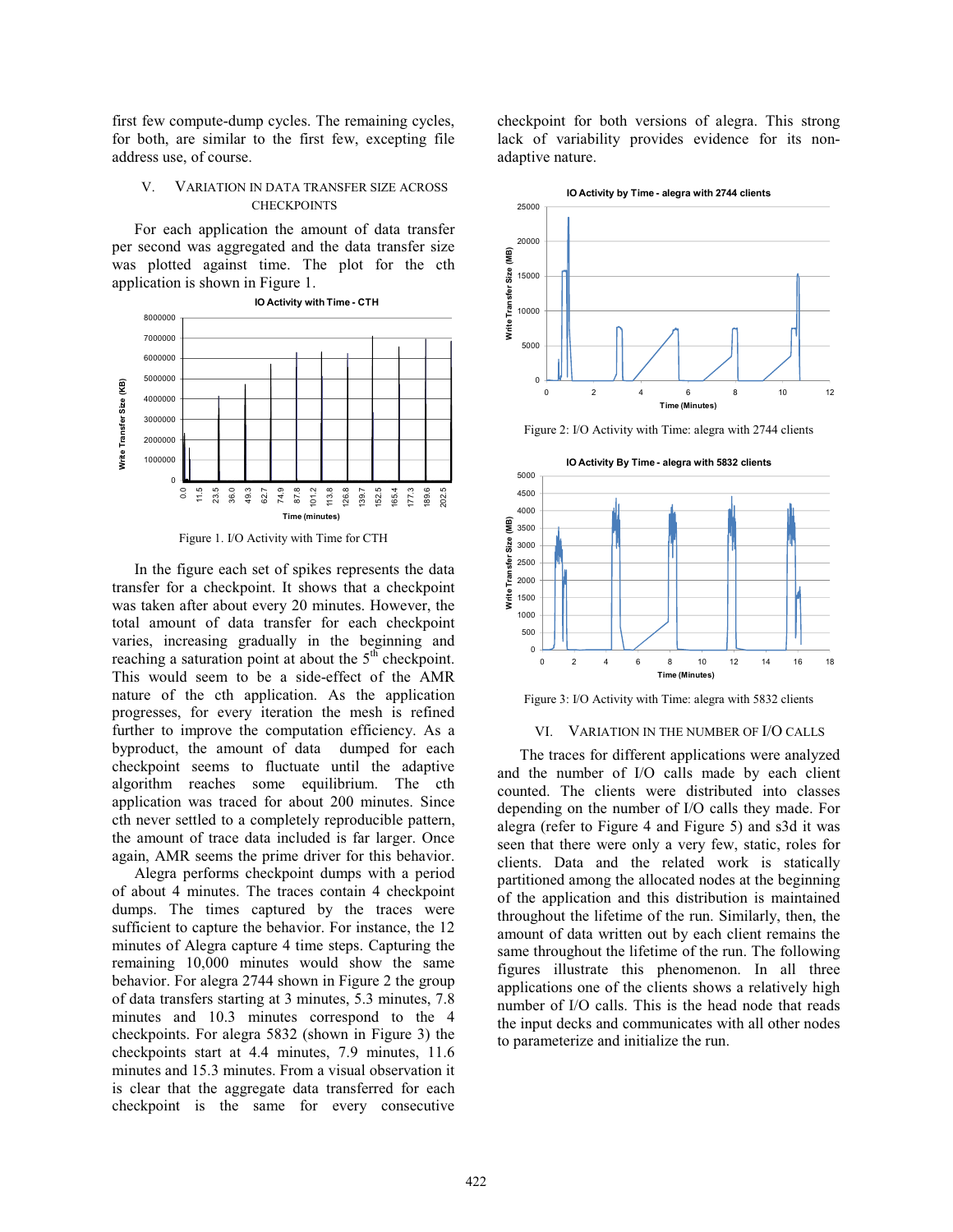first few compute-dump cycles. The remaining cycles, for both, are similar to the first few, excepting file address use, of course.

## V. Variation in Data Transfer Size Across Checkpoints

For each application the amount of data transfer per second was aggregated and the data transfer size was plotted against time. The plot for the cth application is shown in Figure 1.

Figure 1. I/O Activity with Time for CTH

In the figure each set of spikes represents the data transfer for a checkpoint. It shows that a checkpoint was taken after about every 20 minutes. However, the total amount of data transfer for each checkpoint varies, increasing gradually in the beginning and reaching a saturation point at about the 5th checkpoint. This would seem to be a side-effect of the AMR nature of the cth application. As the application progresses, for every iteration the mesh is refined further to improve the computation efficiency. As a byproduct, the amount of data dumped for each checkpoint seems to fluctuate until the adaptive algorithm reaches some equilibrium. The cth application was traced for about 200 minutes. Since cth never settled to a completely reproducible pattern, the amount of trace data included is far larger. Once again, AMR seems the prime driver for this behavior.

Alegra performs checkpoint dumps with a period of about 4 minutes. The traces contain 4 checkpoint dumps. The times captured by the traces were sufficient to capture the behavior. For instance, the 12 minutes of Alegra capture 4 time steps. Capturing the remaining 10,000 minutes would show the same behavior. For alegra 2744 shown in Figure 2 the group of data transfers starting at 3 minutes, 5.3 minutes, 7.8 minutes and 10.3 minutes correspond to the 4 checkpoints. For alegra 5832 (shown in Figure 3) the checkpoints start at 4.4 minutes, 7.9 minutes, 11.6 minutes and 15.3 minutes. From a visual observation it is clear that the aggregate data transferred for each checkpoint is the same for every consecutive checkpoint for both versions of alegra. This strong lack of variability provides evidence for its non-adaptive nature.

Figure 2: I/O Activity with Time: alegra with 2744 clients

Figure 3: I/O Activity with Time: alegra with 5832 clients

## VI. Variation in the Number of I/O Calls

The traces for different applications were analyzed and the number of I/O calls made by each client counted. The clients were distributed into classes depending on the number of I/O calls they made. For alegra (refer to Figure 4 and Figure 5) and s3d it was seen that there were only a very few, static, roles for clients. Data and the related work is statically partitioned among the allocated nodes at the beginning of the application and this distribution is maintained throughout the lifetime of the run. Similarly, then, the amount of data written out by each client remains the same throughout the lifetime of the run. The following figures illustrate this phenomenon. In all three applications one of the clients shows a relatively high number of I/O calls. This is the head node that reads the input decks and communicates with all other nodes to parameterize and initialize the run.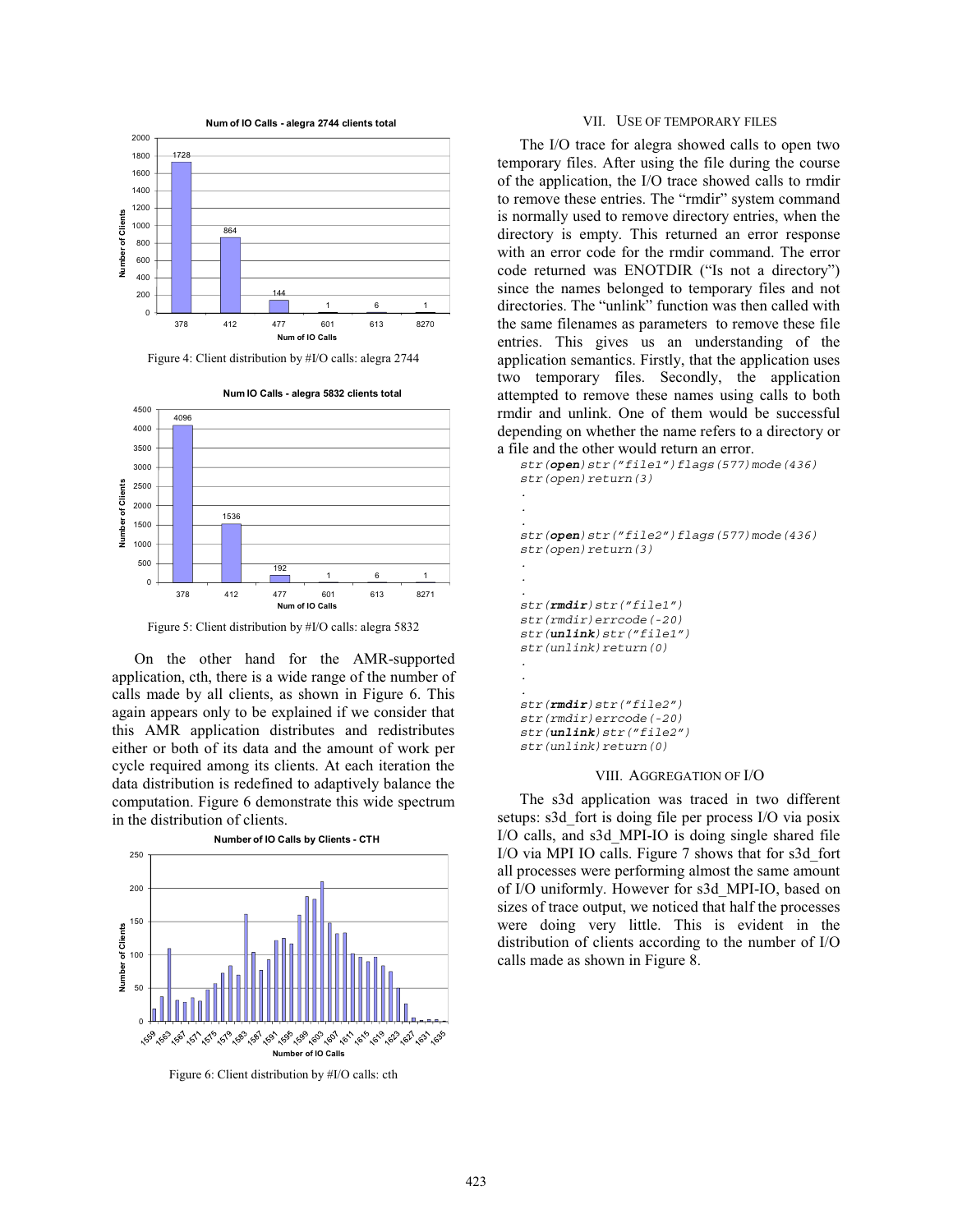Figure 4: Client distribution by #I/O calls: alegra 2744

Figure 5: Client distribution by #I/O calls: alegra 5832

On the other hand for the AMR-supported application, cth, there is a wide range of the number of calls made by all clients, as shown in Figure 6. This again appears only to be explained if we consider that this AMR application distributes and redistributes either or both of its data and the amount of work per cycle required among its clients. At each iteration the data distribution is redefined to adaptively balance the computation. Figure 6 demonstrate this wide spectrum in the distribution of clients.

Figure 6: Client distribution by #I/O calls: cth

## VII. Use of Temporary Files

The I/O trace for alegra showed calls to open two temporary files. After using the file during the course of the application, the I/O trace showed calls to rmdir to remove these entries. The "rmdir" system command is normally used to remove directory entries, when the directory is empty. This returned an error response with an error code for the rmdir command. The error code returned was ENOTDIR ("Is not a directory") since the names belonged to temporary files and not directories. The "unlink" function was then called with the same filenames as parameters to remove these file entries. This gives us an understanding of the application semantics. Firstly, that the application uses two temporary files. Secondly, the application attempted to remove these names using calls to both rmdir and unlink. One of them would be successful depending on whether the name refers to a directory or a file and the other would return an error.

```
str(open)str("file1")flags(577)mode(436)
str(open)return(3)
.
.
.
str(open)str("file2")flags(577)mode(436)
str(open)return(3)
.
.
.
str(rmdir)str("file1")
str(rmdir)errcode(-20)
str(unlink)str("file1")
str(unlink)return(0)
.
.
.
str(rmdir)str("file2")
str(rmdir)errcode(-20)
str(unlink)str("file2")
str(unlink)return(0)
```

## VIII. Aggregation of I/O

The s3d application was traced in two different setups: s3d_fort is doing file per process I/O via posix I/O calls, and s3d_MPI-IO is doing single shared file I/O via MPI IO calls. Figure 7 shows that for s3d_fort all processes were performing almost the same amount of I/O uniformly. However for s3d_MPI-IO, based on sizes of trace output, we noticed that half the processes were doing very little. This is evident in the distribution of clients according to the number of I/O calls made as shown in Figure 8.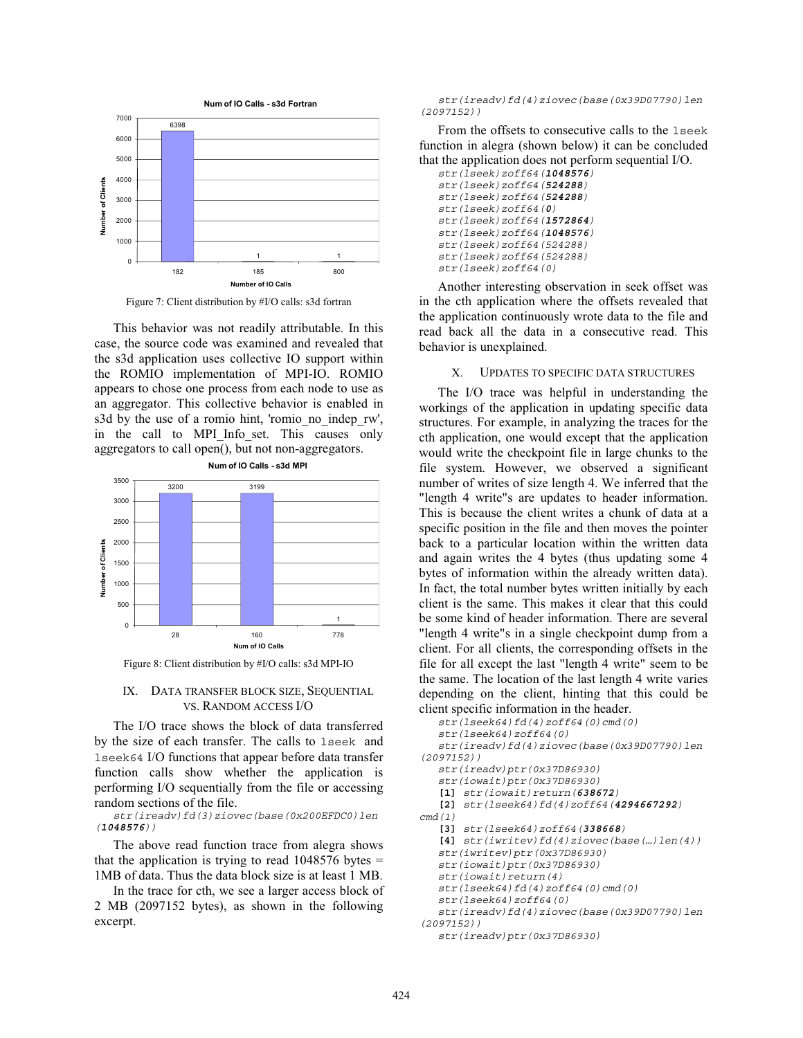Figure 7: Client distribution by #I/O calls: s3d fortran

This behavior was not readily attributable. In this case, the source code was examined and revealed that the s3d application uses collective IO support within the ROMIO implementation of MPI-IO. ROMIO appears to chose one process from each node to use as an aggregator. This collective behavior is enabled in s3d by the use of a romio hint, 'romio_no_indep_rw', in the call to MPI_Info_set. This causes only aggregators to call open(), but not non-aggregators.

Figure 8: Client distribution by #I/O calls: s3d MPI-IO

## IX. Data transfer block size, Sequential vs. Random access I/O

The I/O trace shows the block of data transferred by the size of each transfer. The calls to `lseek` and `lseek64` I/O functions that appear before data transfer function calls show whether the application is performing I/O sequentially from the file or accessing random sections of the file.

```
str(ireadv)fd(3)ziovec(base(0x200EFDC0)len(1048576))
```

The above read function trace from alegra shows that the application is trying to read 1048576 bytes = 1MB of data. Thus the data block size is at least 1 MB.

In the trace for cth, we see a larger access block of 2 MB (2097152 bytes), as shown in the following excerpt.

```
str(ireadv)fd(4)ziovec(base(0x39D07790)len(2097152))
```

From the offsets to consecutive calls to the `lseek` function in alegra (shown below) it can be concluded that the application does not perform sequential I/O.

```
str(lseek)zoff64(1048576)
str(lseek)zoff64(524288)
str(lseek)zoff64(524288)
str(lseek)zoff64(0)
str(lseek)zoff64(1572864)
str(lseek)zoff64(1048576)
str(lseek)zoff64(524288)
str(lseek)zoff64(524288)
str(lseek)zoff64(0)
```

Another interesting observation in seek offset was in the cth application where the offsets revealed that the application continuously wrote data to the file and read back all the data in a consecutive read. This behavior is unexplained.

## X. Updates to specific data structures

The I/O trace was helpful in understanding the workings of the application in updating specific data structures. For example, in analyzing the traces for the cth application, one would except that the application would write the checkpoint file in large chunks to the file system. However, we observed a significant number of writes of size length 4. We inferred that the "length 4 write"s are updates to header information. This is because the client writes a chunk of data at a specific position in the file and then moves the pointer back to a particular location within the written data and again writes the 4 bytes (thus updating some 4 bytes of information within the already written data). In fact, the total number bytes written initially by each client is the same. This makes it clear that this could be some kind of header information. There are several "length 4 write"s in a single checkpoint dump from a client. For all clients, the corresponding offsets in the file for all except the last "length 4 write" seem to be the same. The location of the last length 4 write varies depending on the client, hinting that this could be client specific information in the header.

```
str(lseek64)fd(4)zoff64(0)cmd(0)
str(lseek64)zoff64(0)
str(ireadv)fd(4)ziovec(base(0x39D07790)len(2097152))
str(ireadv)ptr(0x37D86930)
str(iowait)ptr(0x37D86930)
[1] str(iowait)return(638672)
[2] str(lseek64)fd(4)zoff64(4294667292)cmd(1)
[3] str(lseek64)zoff64(338668)
[4] str(iwritev)fd(4)ziovec(base(…)len(4))
str(iwritev)ptr(0x37D86930)
str(iowait)ptr(0x37D86930)
str(iowait)return(4)
str(lseek64)fd(4)zoff64(0)cmd(0)
str(lseek64)zoff64(0)
str(ireadv)fd(4)ziovec(base(0x39D07790)len(2097152))
str(ireadv)ptr(0x37D86930)
```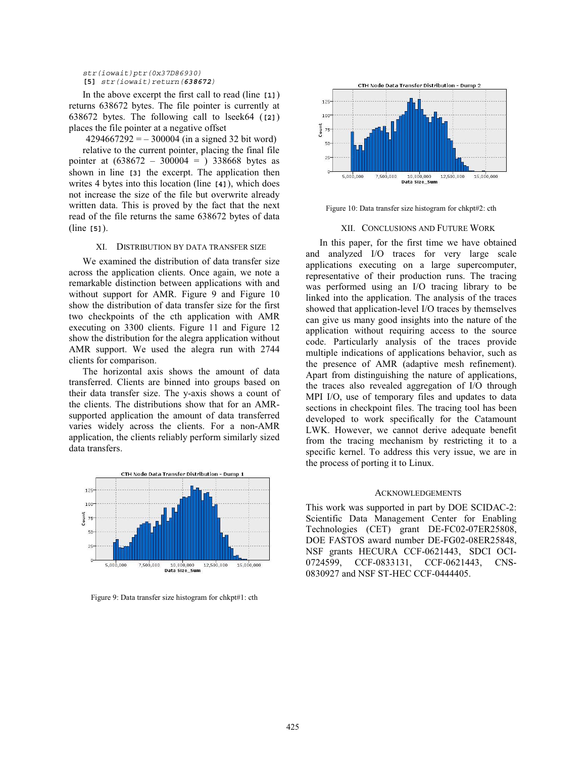```
str(iowait)ptr(0x37D86930)
[5] str(iowait)return(638672)
```

In the above excerpt the first call to read (line [1]) returns 638672 bytes. The file pointer is currently at 638672 bytes. The following call to lseek64 ([2]) places the file pointer at a negative offset

4294667292 = – 300004 (in a signed 32 bit word)

relative to the current pointer, placing the final file pointer at (638672 – 300004 = ) 338668 bytes as shown in line [3] the excerpt. The application then writes 4 bytes into this location (line [4]), which does not increase the size of the file but overwrite already written data. This is proved by the fact that the next read of the file returns the same 638672 bytes of data (line [5]).

## XI. Distribution by data transfer size

We examined the distribution of data transfer size across the application clients. Once again, we note a remarkable distinction between applications with and without support for AMR. Figure 9 and Figure 10 show the distribution of data transfer size for the first two checkpoints of the cth application with AMR executing on 3300 clients. Figure 11 and Figure 12 show the distribution for the alegra application without AMR support. We used the alegra run with 2744 clients for comparison.

The horizontal axis shows the amount of data transferred. Clients are binned into groups based on their data transfer size. The y-axis shows a count of the clients. The distributions show that for an AMR-supported application the amount of data transferred varies widely across the clients. For a non-AMR application, the clients reliably perform similarly sized data transfers.

Figure 9: Data transfer size histogram for chkpt#1: cth

Figure 10: Data transfer size histogram for chkpt#2: cth

## XII. Conclusions and Future Work

In this paper, for the first time we have obtained and analyzed I/O traces for very large scale applications executing on a large supercomputer, representative of their production runs. The tracing was performed using an I/O tracing library to be linked into the application. The analysis of the traces showed that application-level I/O traces by themselves can give us many good insights into the nature of the application without requiring access to the source code. Particularly analysis of the traces provide multiple indications of applications behavior, such as the presence of AMR (adaptive mesh refinement). Apart from distinguishing the nature of applications, the traces also revealed aggregation of I/O through MPI I/O, use of temporary files and updates to data sections in checkpoint files. The tracing tool has been developed to work specifically for the Catamount LWK. However, we cannot derive adequate benefit from the tracing mechanism by restricting it to a specific kernel. To address this very issue, we are in the process of porting it to Linux.

## Acknowledgements

This work was supported in part by DOE SCIDAC-2: Scientific Data Management Center for Enabling Technologies (CET) grant DE-FC02-07ER25808, DOE FASTOS award number DE-FG02-08ER25848, NSF grants HECURA CCF-0621443, SDCI OCI-0724599, CCF-0833131, CCF-0621443, CNS-0830927 and NSF ST-HEC CCF-0444405.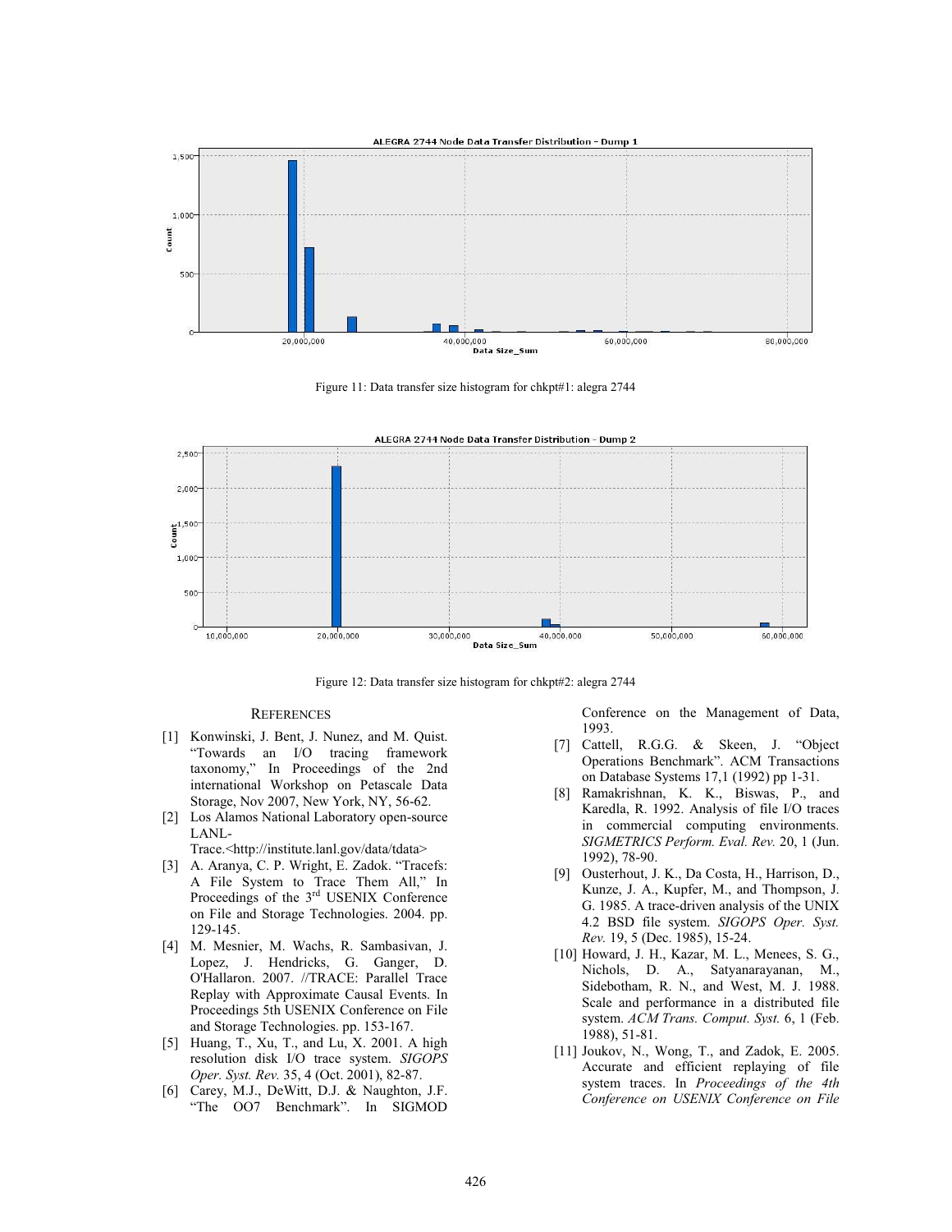Figure 11: Data transfer size histogram for chkpt#1: alegra 2744

Figure 12: Data transfer size histogram for chkpt#2: alegra 2744

## REFERENCES

[1] Konwinski, J. Bent, J. Nunez, and M. Quist. "Towards an I/O tracing framework taxonomy," In Proceedings of the 2nd international Workshop on Petascale Data Storage, Nov 2007, New York, NY, 56-62.

[2] Los Alamos National Laboratory open-source LANL-Trace.<http://institute.lanl.gov/data/tdata>

[3] A. Aranya, C. P. Wright, E. Zadok. "Tracefs: A File System to Trace Them All," In Proceedings of the 3rd USENIX Conference on File and Storage Technologies. 2004. pp. 129-145.

[4] M. Mesnier, M. Wachs, R. Sambasivan, J. Lopez, J. Hendricks, G. Ganger, D. O'Hallaron. 2007. //TRACE: Parallel Trace Replay with Approximate Causal Events. In Proceedings 5th USENIX Conference on File and Storage Technologies. pp. 153-167.

[5] Huang, T., Xu, T., and Lu, X. 2001. A high resolution disk I/O trace system. *SIGOPS Oper. Syst. Rev.* 35, 4 (Oct. 2001), 82-87.

[6] Carey, M.J., DeWitt, D.J. & Naughton, J.F. "The OO7 Benchmark". In SIGMOD Conference on the Management of Data, 1993.

[7] Cattell, R.G.G. & Skeen, J. "Object Operations Benchmark". ACM Transactions on Database Systems 17,1 (1992) pp 1-31.

[8] Ramakrishnan, K. K., Biswas, P., and Karedla, R. 1992. Analysis of file I/O traces in commercial computing environments. *SIGMETRICS Perform. Eval. Rev.* 20, 1 (Jun. 1992), 78-90.

[9] Ousterhout, J. K., Da Costa, H., Harrison, D., Kunze, J. A., Kupfer, M., and Thompson, J. G. 1985. A trace-driven analysis of the UNIX 4.2 BSD file system. *SIGOPS Oper. Syst. Rev.* 19, 5 (Dec. 1985), 15-24.

[10] Howard, J. H., Kazar, M. L., Menees, S. G., Nichols, D. A., Satyanarayanan, M., Sidebotham, R. N., and West, M. J. 1988. Scale and performance in a distributed file system. *ACM Trans. Comput. Syst.* 6, 1 (Feb. 1988), 51-81.

[11] Joukov, N., Wong, T., and Zadok, E. 2005. Accurate and efficient replaying of file system traces. In *Proceedings of the 4th Conference on USENIX Conference on File*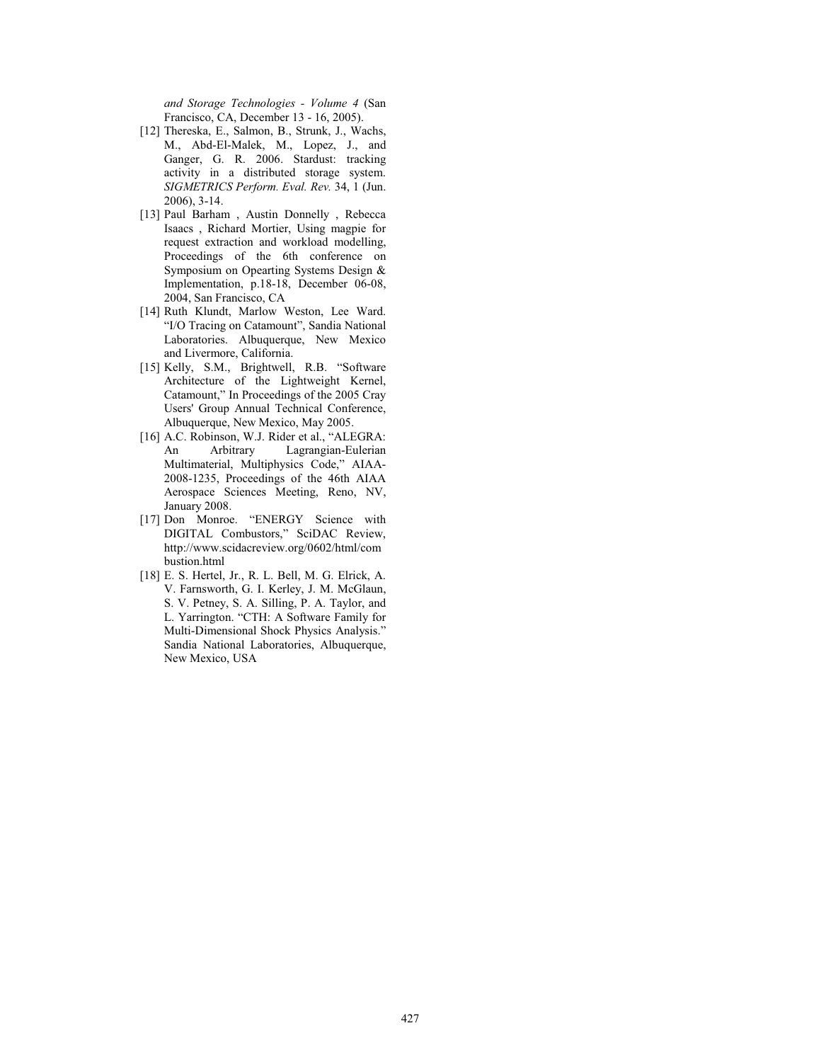*and Storage Technologies - Volume 4* (San Francisco, CA, December 13 - 16, 2005).

[12] Thereska, E., Salmon, B., Strunk, J., Wachs, M., Abd-El-Malek, M., Lopez, J., and Ganger, G. R. 2006. Stardust: tracking activity in a distributed storage system. *SIGMETRICS Perform. Eval. Rev.* 34, 1 (Jun. 2006), 3-14.

[13] Paul Barham , Austin Donnelly , Rebecca Isaacs , Richard Mortier, Using magpie for request extraction and workload modelling, Proceedings of the 6th conference on Symposium on Opearting Systems Design & Implementation, p.18-18, December 06-08, 2004, San Francisco, CA

[14] Ruth Klundt, Marlow Weston, Lee Ward. "I/O Tracing on Catamount", Sandia National Laboratories. Albuquerque, New Mexico and Livermore, California.

[15] Kelly, S.M., Brightwell, R.B. "Software Architecture of the Lightweight Kernel, Catamount," In Proceedings of the 2005 Cray Users' Group Annual Technical Conference, Albuquerque, New Mexico, May 2005.

[16] A.C. Robinson, W.J. Rider et al., "ALEGRA: An Arbitrary Lagrangian-Eulerian Multimaterial, Multiphysics Code," AIAA-2008-1235, Proceedings of the 46th AIAA Aerospace Sciences Meeting, Reno, NV, January 2008.

[17] Don Monroe. "ENERGY Science with DIGITAL Combustors," SciDAC Review, http://www.scidacreview.org/0602/html/combustion.html

[18] E. S. Hertel, Jr., R. L. Bell, M. G. Elrick, A. V. Farnsworth, G. I. Kerley, J. M. McGlaun, S. V. Petney, S. A. Silling, P. A. Taylor, and L. Yarrington. "CTH: A Software Family for Multi-Dimensional Shock Physics Analysis." Sandia National Laboratories, Albuquerque, New Mexico, USA